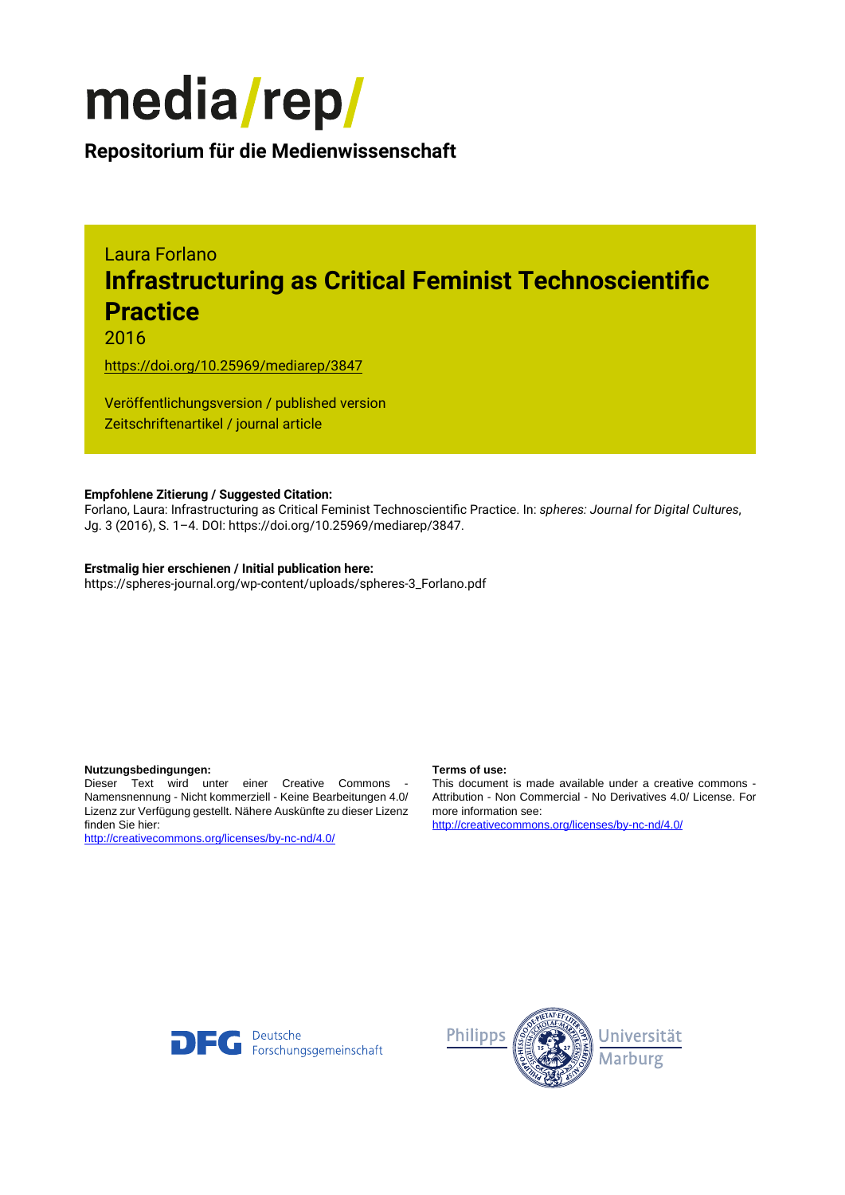# media/rep/

**Repositorium für die Medienwissenschaft**

Laura Forlano

## Infrastructuring as Critical Feminist Technoscientific Practice

2016

https://doi.org/10.25969/mediarep/3847

Veröffentlichungsversion / published version

Zeitschriftenartikel / journal article

**Empfohlene Zitierung / Suggested Citation:**

Forlano, Laura: Infrastructuring as Critical Feminist Technoscientific Practice. In: *spheres: Journal for Digital Cultures*, Jg. 3 (2016), S. 1–4. DOI: https://doi.org/10.25969/mediarep/3847.

**Erstmalig hier erschienen / Initial publication here:**

https://spheres-journal.org/wp-content/uploads/spheres-3_Forlano.pdf

**Nutzungsbedingungen:**

Dieser Text wird unter einer Creative Commons - Namensnennung - Nicht kommerziell - Keine Bearbeitungen 4.0/ Lizenz zur Verfügung gestellt. Nähere Auskünfte zu dieser Lizenz finden Sie hier:

http://creativecommons.org/licenses/by-nc-nd/4.0/

**Terms of use:**

This document is made available under a creative commons - Attribution - Non Commercial - No Derivatives 4.0/ License. For more information see:

http://creativecommons.org/licenses/by-nc-nd/4.0/

DFG Deutsche Forschungsgemeinschaft

Philipps Universität Marburg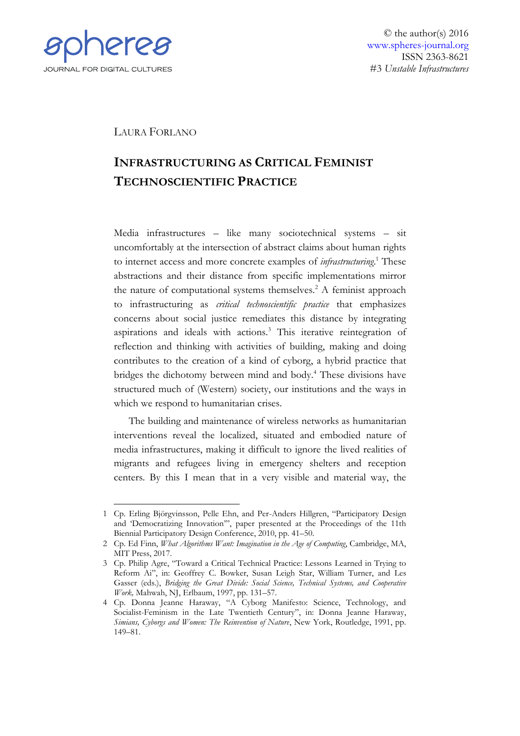LAURA FORLANO

# INFRASTRUCTURING AS CRITICAL FEMINIST TECHNOSCIENTIFIC PRACTICE

Media infrastructures – like many sociotechnical systems – sit uncomfortably at the intersection of abstract claims about human rights to internet access and more concrete examples of *infrastructuring*.[1] These abstractions and their distance from specific implementations mirror the nature of computational systems themselves.[2] A feminist approach to infrastructuring as *critical technoscientific practice* that emphasizes concerns about social justice remediates this distance by integrating aspirations and ideals with actions.[3] This iterative reintegration of reflection and thinking with activities of building, making and doing contributes to the creation of a kind of cyborg, a hybrid practice that bridges the dichotomy between mind and body.[4] These divisions have structured much of (Western) society, our institutions and the ways in which we respond to humanitarian crises.

The building and maintenance of wireless networks as humanitarian interventions reveal the localized, situated and embodied nature of media infrastructures, making it difficult to ignore the lived realities of migrants and refugees living in emergency shelters and reception centers. By this I mean that in a very visible and material way, the

---

1 Cp. Erling Björgvinsson, Pelle Ehn, and Per-Anders Hillgren, "Participatory Design and 'Democratizing Innovation'", paper presented at the Proceedings of the 11th Biennial Participatory Design Conference, 2010, pp. 41–50.

2 Cp. Ed Finn, *What Algorithms Want: Imagination in the Age of Computing*, Cambridge, MA, MIT Press, 2017.

3 Cp. Philip Agre, "Toward a Critical Technical Practice: Lessons Learned in Trying to Reform Ai", in: Geoffrey C. Bowker, Susan Leigh Star, William Turner, and Les Gasser (eds.), *Bridging the Great Divide: Social Science, Technical Systems, and Cooperative Work,* Mahwah, NJ, Erlbaum, 1997, pp. 131–57.

4 Cp. Donna Jeanne Haraway, "A Cyborg Manifesto: Science, Technology, and Socialist-Feminism in the Late Twentieth Century", in: Donna Jeanne Haraway, *Simians, Cyborgs and Women: The Reinvention of Nature*, New York, Routledge, 1991, pp. 149–81.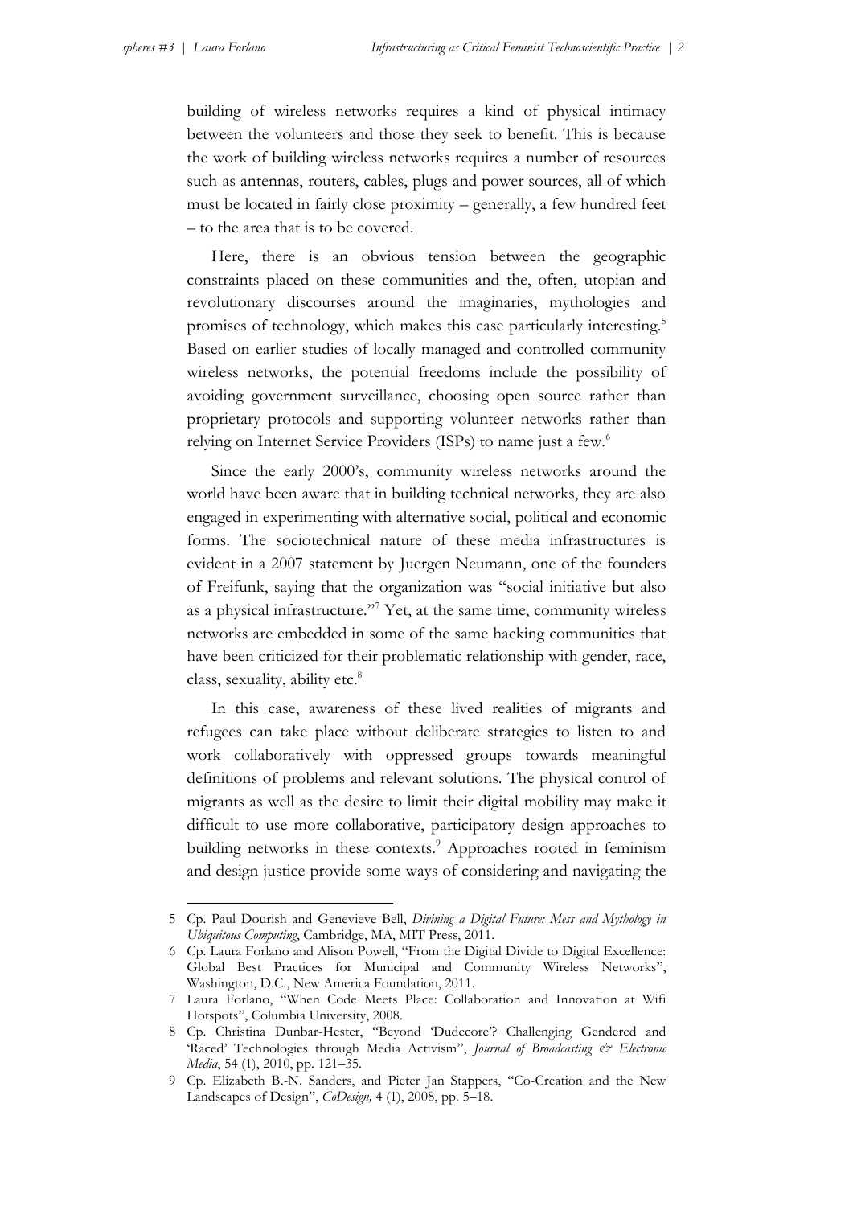building of wireless networks requires a kind of physical intimacy between the volunteers and those they seek to benefit. This is because the work of building wireless networks requires a number of resources such as antennas, routers, cables, plugs and power sources, all of which must be located in fairly close proximity – generally, a few hundred feet – to the area that is to be covered.

Here, there is an obvious tension between the geographic constraints placed on these communities and the, often, utopian and revolutionary discourses around the imaginaries, mythologies and promises of technology, which makes this case particularly interesting.[5] Based on earlier studies of locally managed and controlled community wireless networks, the potential freedoms include the possibility of avoiding government surveillance, choosing open source rather than proprietary protocols and supporting volunteer networks rather than relying on Internet Service Providers (ISPs) to name just a few.[6]

Since the early 2000's, community wireless networks around the world have been aware that in building technical networks, they are also engaged in experimenting with alternative social, political and economic forms. The sociotechnical nature of these media infrastructures is evident in a 2007 statement by Juergen Neumann, one of the founders of Freifunk, saying that the organization was "social initiative but also as a physical infrastructure."[7] Yet, at the same time, community wireless networks are embedded in some of the same hacking communities that have been criticized for their problematic relationship with gender, race, class, sexuality, ability etc.[8]

In this case, awareness of these lived realities of migrants and refugees can take place without deliberate strategies to listen to and work collaboratively with oppressed groups towards meaningful definitions of problems and relevant solutions. The physical control of migrants as well as the desire to limit their digital mobility may make it difficult to use more collaborative, participatory design approaches to building networks in these contexts.[9] Approaches rooted in feminism and design justice provide some ways of considering and navigating the

---

5 Cp. Paul Dourish and Genevieve Bell, *Divining a Digital Future: Mess and Mythology in Ubiquitous Computing*, Cambridge, MA, MIT Press, 2011.

6 Cp. Laura Forlano and Alison Powell, "From the Digital Divide to Digital Excellence: Global Best Practices for Municipal and Community Wireless Networks", Washington, D.C., New America Foundation, 2011.

7 Laura Forlano, "When Code Meets Place: Collaboration and Innovation at Wifi Hotspots", Columbia University, 2008.

8 Cp. Christina Dunbar-Hester, "Beyond 'Dudecore'? Challenging Gendered and 'Raced' Technologies through Media Activism", *Journal of Broadcasting & Electronic Media*, 54 (1), 2010, pp. 121–35.

9 Cp. Elizabeth B.-N. Sanders, and Pieter Jan Stappers, "Co-Creation and the New Landscapes of Design", *CoDesign,* 4 (1), 2008, pp. 5–18.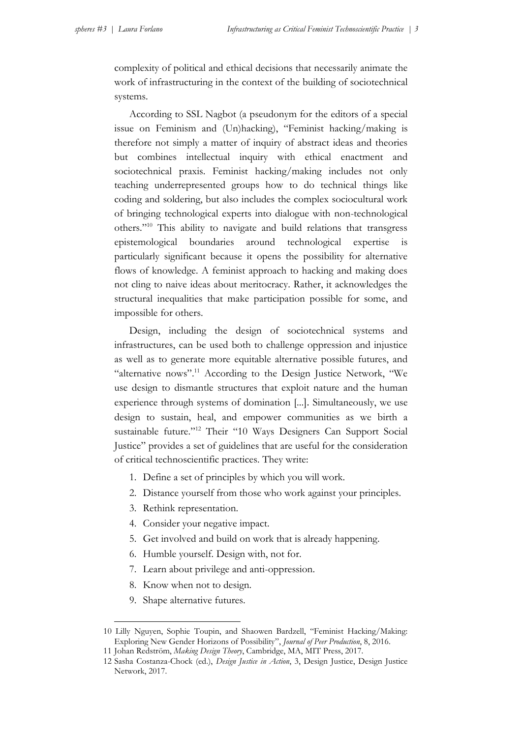complexity of political and ethical decisions that necessarily animate the work of infrastructuring in the context of the building of sociotechnical systems.

According to SSL Nagbot (a pseudonym for the editors of a special issue on Feminism and (Un)hacking), "Feminist hacking/making is therefore not simply a matter of inquiry of abstract ideas and theories but combines intellectual inquiry with ethical enactment and sociotechnical praxis. Feminist hacking/making includes not only teaching underrepresented groups how to do technical things like coding and soldering, but also includes the complex sociocultural work of bringing technological experts into dialogue with non-technological others."[10] This ability to navigate and build relations that transgress epistemological boundaries around technological expertise is particularly significant because it opens the possibility for alternative flows of knowledge. A feminist approach to hacking and making does not cling to naive ideas about meritocracy. Rather, it acknowledges the structural inequalities that make participation possible for some, and impossible for others.

Design, including the design of sociotechnical systems and infrastructures, can be used both to challenge oppression and injustice as well as to generate more equitable alternative possible futures, and "alternative nows".[11] According to the Design Justice Network, "We use design to dismantle structures that exploit nature and the human experience through systems of domination [...]. Simultaneously, we use design to sustain, heal, and empower communities as we birth a sustainable future."[12] Their "10 Ways Designers Can Support Social Justice" provides a set of guidelines that are useful for the consideration of critical technoscientific practices. They write:

1. Define a set of principles by which you will work.
2. Distance yourself from those who work against your principles.
3. Rethink representation.
4. Consider your negative impact.
5. Get involved and build on work that is already happening.
6. Humble yourself. Design with, not for.
7. Learn about privilege and anti-oppression.
8. Know when not to design.
9. Shape alternative futures.

10 Lilly Nguyen, Sophie Toupin, and Shaowen Bardzell, "Feminist Hacking/Making: Exploring New Gender Horizons of Possibility", *Journal of Peer Production*, 8, 2016.

11 Johan Redström, *Making Design Theory*, Cambridge, MA, MIT Press, 2017.

12 Sasha Costanza-Chock (ed.), *Design Justice in Action*, 3, Design Justice, Design Justice Network, 2017.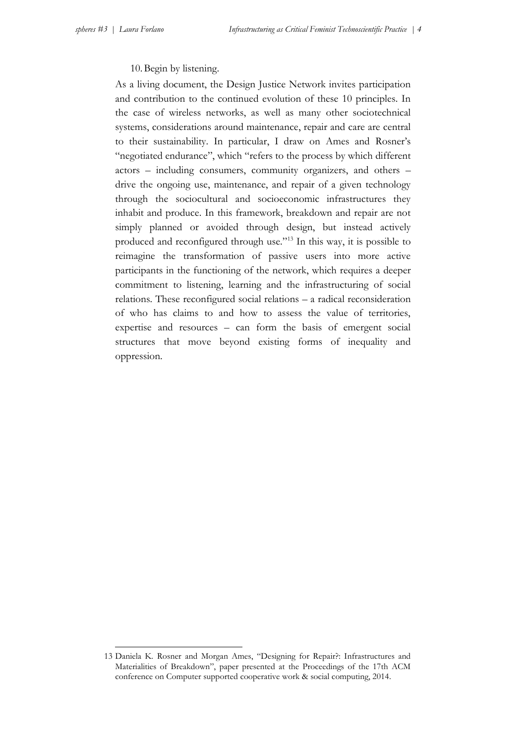10. Begin by listening.

As a living document, the Design Justice Network invites participation and contribution to the continued evolution of these 10 principles. In the case of wireless networks, as well as many other sociotechnical systems, considerations around maintenance, repair and care are central to their sustainability. In particular, I draw on Ames and Rosner's "negotiated endurance", which "refers to the process by which different actors – including consumers, community organizers, and others – drive the ongoing use, maintenance, and repair of a given technology through the sociocultural and socioeconomic infrastructures they inhabit and produce. In this framework, breakdown and repair are not simply planned or avoided through design, but instead actively produced and reconfigured through use."[13] In this way, it is possible to reimagine the transformation of passive users into more active participants in the functioning of the network, which requires a deeper commitment to listening, learning and the infrastructuring of social relations. These reconfigured social relations – a radical reconsideration of who has claims to and how to assess the value of territories, expertise and resources – can form the basis of emergent social structures that move beyond existing forms of inequality and oppression.

---

13 Daniela K. Rosner and Morgan Ames, "Designing for Repair?: Infrastructures and Materialities of Breakdown", paper presented at the Proceedings of the 17th ACM conference on Computer supported cooperative work & social computing, 2014.